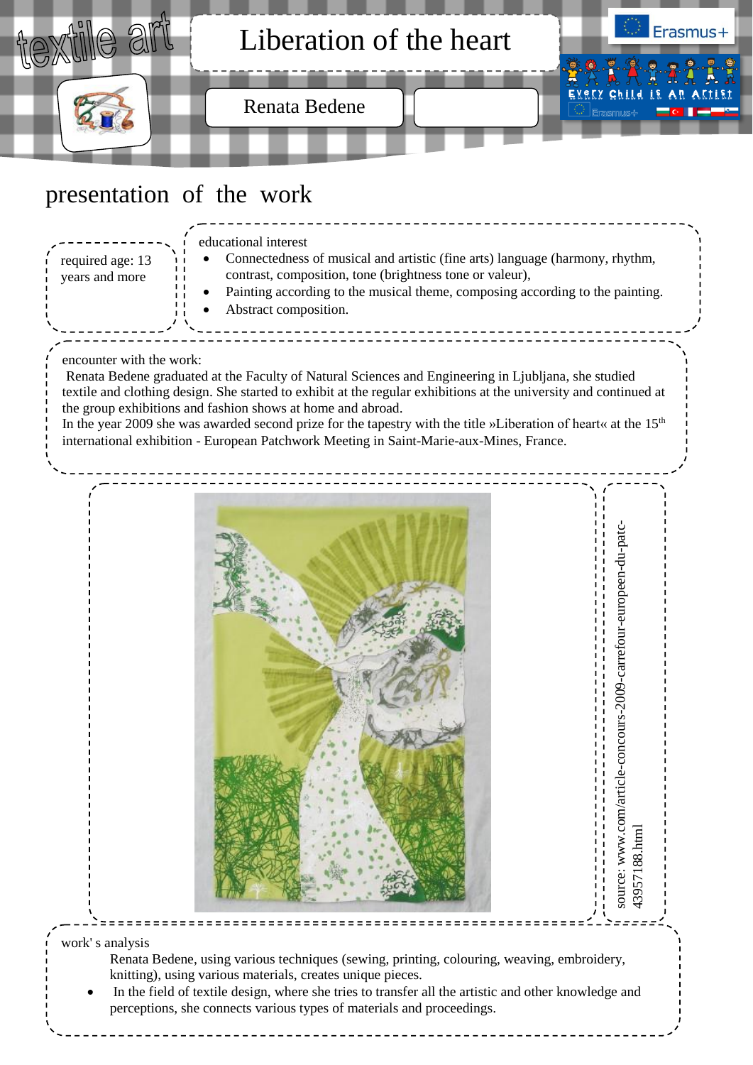# Liberation of the heart

textile art

Renata Bedene

Erasmus+

Every Child is an Artist

## presentation of the work

required age: 13 years and more

educational interest

- Connectedness of musical and artistic (fine arts) language (harmony, rhythm, contrast, composition, tone (brightness tone or valeur),
- Painting according to the musical theme, composing according to the painting.
- Abstract composition.

encounter with the work:

Renata Bedene graduated at the Faculty of Natural Sciences and Engineering in Ljubljana, she studied textile and clothing design. She started to exhibit at the regular exhibitions at the university and continued at the group exhibitions and fashion shows at home and abroad.

In the year 2009 she was awarded second prize for the tapestry with the title »Liberation of heart« at the 15th international exhibition - European Patchwork Meeting in Saint-Marie-aux-Mines, France.

source: www.com/article-concours-2009-carrefour-europeen-du-patc-43957188.html

work' s analysis

Renata Bedene, using various techniques (sewing, printing, colouring, weaving, embroidery, knitting), using various materials, creates unique pieces.

- In the field of textile design, where she tries to transfer all the artistic and other knowledge and perceptions, she connects various types of materials and proceedings.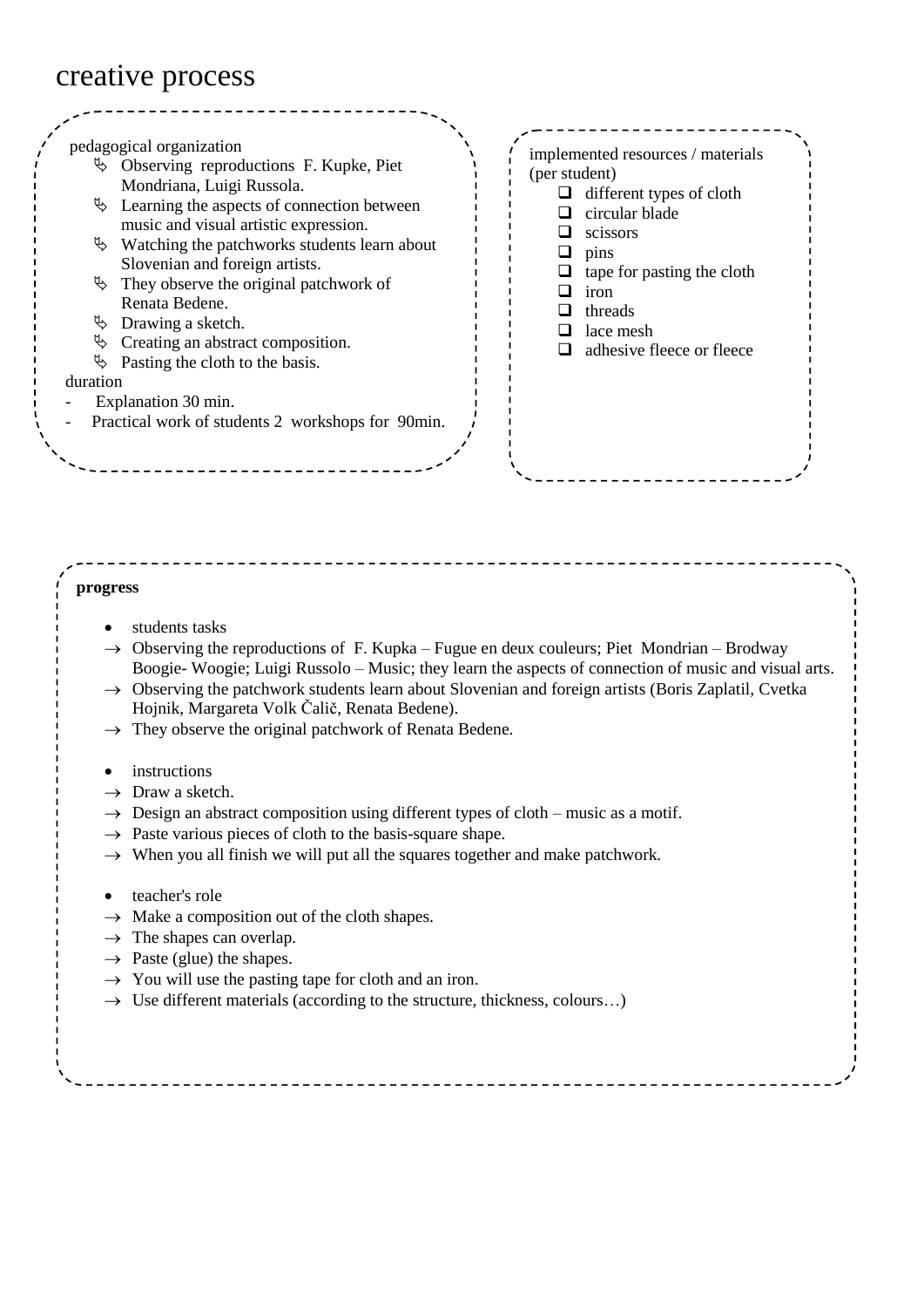# creative process

pedagogical organization

- Observing reproductions F. Kupke, Piet Mondriana, Luigi Russola.
- Learning the aspects of connection between music and visual artistic expression.
- Watching the patchworks students learn about Slovenian and foreign artists.
- They observe the original patchwork of Renata Bedene.
- Drawing a sketch.
- Creating an abstract composition.
- Pasting the cloth to the basis.

duration

- Explanation 30 min.
- Practical work of students 2 workshops for 90min.

implemented resources / materials (per student)

- different types of cloth
- circular blade
- scissors
- pins
- tape for pasting the cloth
- iron
- threads
- lace mesh
- adhesive fleece or fleece

**progress**

- students tasks
  - → Observing the reproductions of F. Kupka – Fugue en deux couleurs; Piet Mondrian – Brodway Boogie- Woogie; Luigi Russolo – Music; they learn the aspects of connection of music and visual arts.
  - → Observing the patchwork students learn about Slovenian and foreign artists (Boris Zaplatil, Cvetka Hojnik, Margareta Volk Čalič, Renata Bedene).
  - → They observe the original patchwork of Renata Bedene.

- instructions
  - → Draw a sketch.
  - → Design an abstract composition using different types of cloth – music as a motif.
  - → Paste various pieces of cloth to the basis-square shape.
  - → When you all finish we will put all the squares together and make patchwork.

- teacher's role
  - → Make a composition out of the cloth shapes.
  - → The shapes can overlap.
  - → Paste (glue) the shapes.
  - → You will use the pasting tape for cloth and an iron.
  - → Use different materials (according to the structure, thickness, colours…)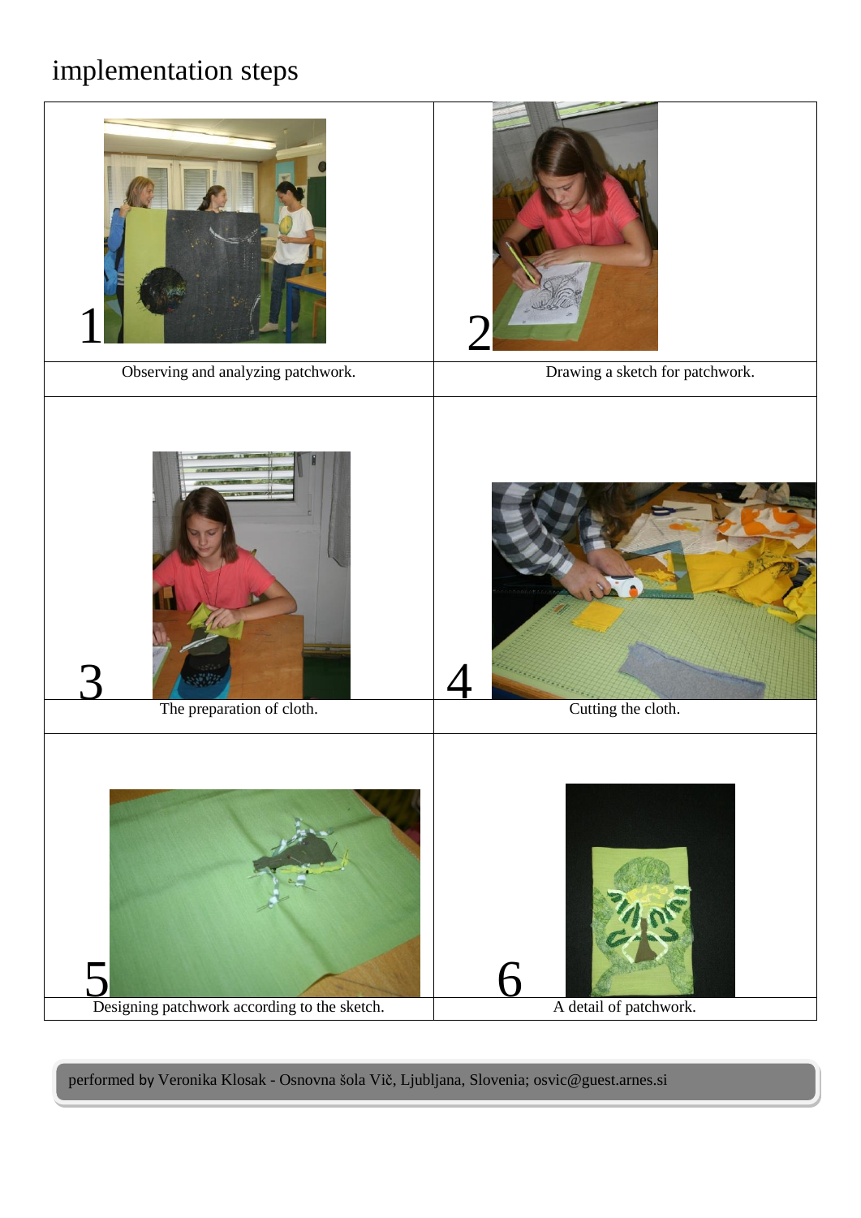# implementation steps

| | |
|---|---|
| 1 | 2 |
| Observing and analyzing patchwork. | Drawing a sketch for patchwork. |
| 3 | 4 |
| The preparation of cloth. | Cutting the cloth. |
| 5 | 6 |
| Designing patchwork according to the sketch. | A detail of patchwork. |

performed by Veronika Klosak - Osnovna šola Vič, Ljubljana, Slovenia; osvic@guest.arnes.si